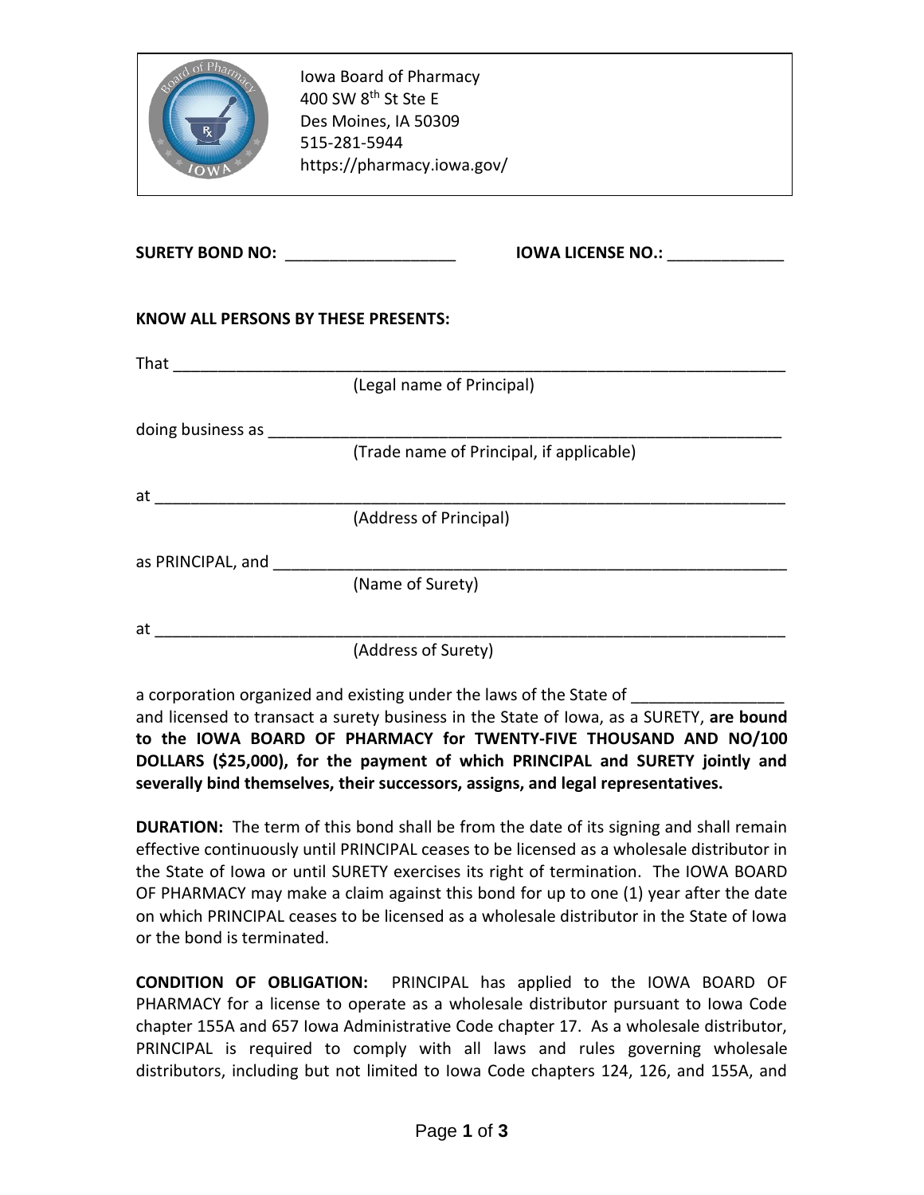Iowa Board of Pharmacy
400 SW 8th St Ste E
Des Moines, IA 50309
515-281-5944
https://pharmacy.iowa.gov/

**SURETY BOND NO:** ___________________ **IOWA LICENSE NO.:** _____________

**KNOW ALL PERSONS BY THESE PRESENTS:**

That ______________________________________________________________________
(Legal name of Principal)

doing business as _________________________________________________________
(Trade name of Principal, if applicable)

at ________________________________________________________________________
(Address of Principal)

as PRINCIPAL, and _________________________________________________________
(Name of Surety)

at ________________________________________________________________________
(Address of Surety)

a corporation organized and existing under the laws of the State of ________________ and licensed to transact a surety business in the State of Iowa, as a SURETY, **are bound to the IOWA BOARD OF PHARMACY for TWENTY-FIVE THOUSAND AND NO/100 DOLLARS ($25,000), for the payment of which PRINCIPAL and SURETY jointly and severally bind themselves, their successors, assigns, and legal representatives.**

**DURATION:** The term of this bond shall be from the date of its signing and shall remain effective continuously until PRINCIPAL ceases to be licensed as a wholesale distributor in the State of Iowa or until SURETY exercises its right of termination. The IOWA BOARD OF PHARMACY may make a claim against this bond for up to one (1) year after the date on which PRINCIPAL ceases to be licensed as a wholesale distributor in the State of Iowa or the bond is terminated.

**CONDITION OF OBLIGATION:** PRINCIPAL has applied to the IOWA BOARD OF PHARMACY for a license to operate as a wholesale distributor pursuant to Iowa Code chapter 155A and 657 Iowa Administrative Code chapter 17. As a wholesale distributor, PRINCIPAL is required to comply with all laws and rules governing wholesale distributors, including but not limited to Iowa Code chapters 124, 126, and 155A, and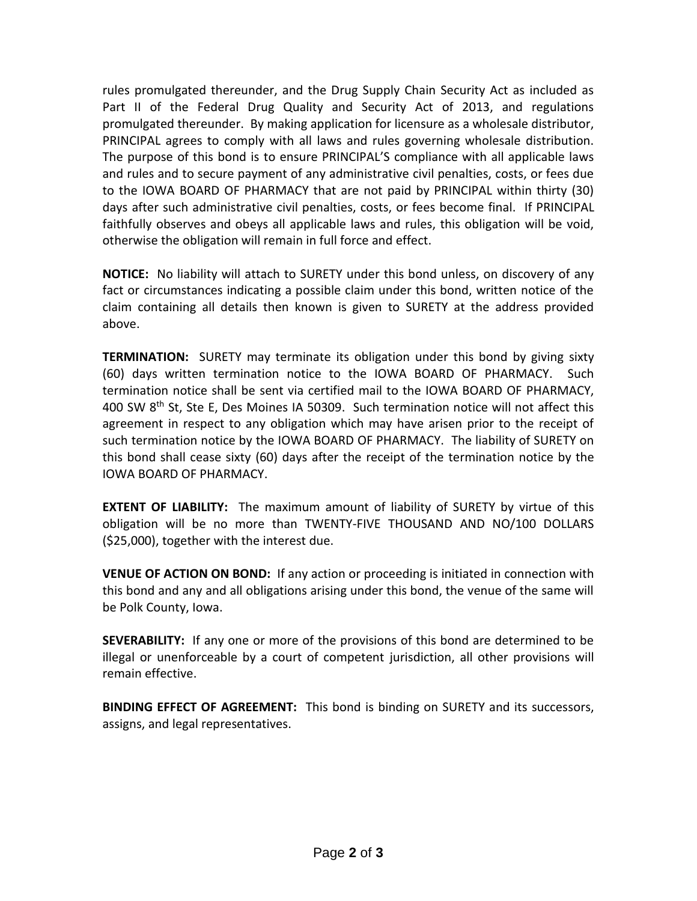rules promulgated thereunder, and the Drug Supply Chain Security Act as included as Part II of the Federal Drug Quality and Security Act of 2013, and regulations promulgated thereunder. By making application for licensure as a wholesale distributor, PRINCIPAL agrees to comply with all laws and rules governing wholesale distribution. The purpose of this bond is to ensure PRINCIPAL'S compliance with all applicable laws and rules and to secure payment of any administrative civil penalties, costs, or fees due to the IOWA BOARD OF PHARMACY that are not paid by PRINCIPAL within thirty (30) days after such administrative civil penalties, costs, or fees become final. If PRINCIPAL faithfully observes and obeys all applicable laws and rules, this obligation will be void, otherwise the obligation will remain in full force and effect.

**NOTICE:** No liability will attach to SURETY under this bond unless, on discovery of any fact or circumstances indicating a possible claim under this bond, written notice of the claim containing all details then known is given to SURETY at the address provided above.

**TERMINATION:** SURETY may terminate its obligation under this bond by giving sixty (60) days written termination notice to the IOWA BOARD OF PHARMACY. Such termination notice shall be sent via certified mail to the IOWA BOARD OF PHARMACY, 400 SW 8th St, Ste E, Des Moines IA 50309. Such termination notice will not affect this agreement in respect to any obligation which may have arisen prior to the receipt of such termination notice by the IOWA BOARD OF PHARMACY. The liability of SURETY on this bond shall cease sixty (60) days after the receipt of the termination notice by the IOWA BOARD OF PHARMACY.

**EXTENT OF LIABILITY:** The maximum amount of liability of SURETY by virtue of this obligation will be no more than TWENTY-FIVE THOUSAND AND NO/100 DOLLARS ($25,000), together with the interest due.

**VENUE OF ACTION ON BOND:** If any action or proceeding is initiated in connection with this bond and any and all obligations arising under this bond, the venue of the same will be Polk County, Iowa.

**SEVERABILITY:** If any one or more of the provisions of this bond are determined to be illegal or unenforceable by a court of competent jurisdiction, all other provisions will remain effective.

**BINDING EFFECT OF AGREEMENT:** This bond is binding on SURETY and its successors, assigns, and legal representatives.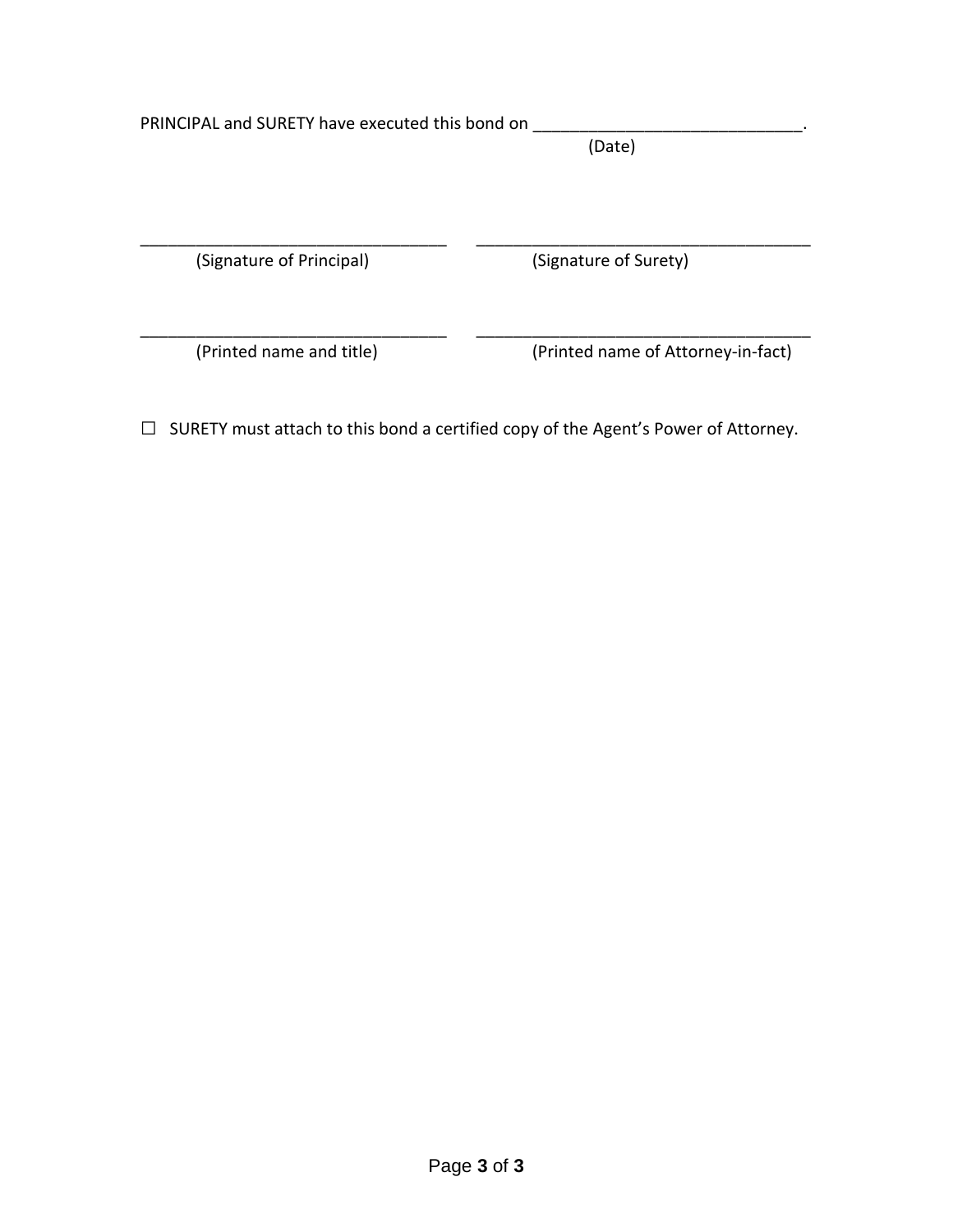PRINCIPAL and SURETY have executed this bond on ______________________________.
(Date)

| | |
|---|---|
| ______________________________ | ______________________________ |
| (Signature of Principal) | (Signature of Surety) |
| ______________________________ | ______________________________ |
| (Printed name and title) | (Printed name of Attorney-in-fact) |

☐ SURETY must attach to this bond a certified copy of the Agent's Power of Attorney.